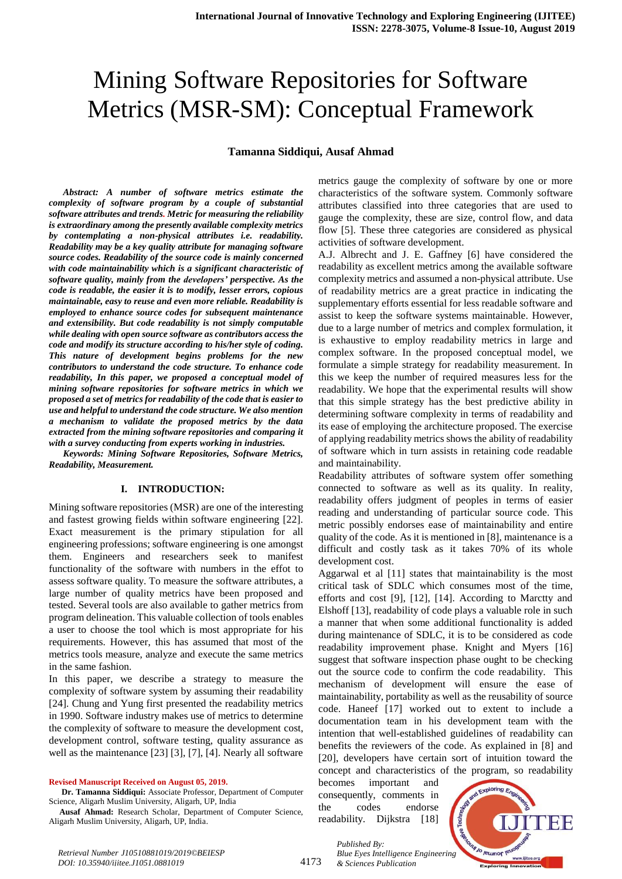# Mining Software Repositories for Software Metrics (MSR-SM): Conceptual Framework

**Tamanna Siddiqui, Ausaf Ahmad**

***Abstract: A number of software metrics estimate the complexity of software program by a couple of substantial software attributes and trends. Metric for measuring the reliability is extraordinary among the presently available complexity metrics by contemplating a non-physical attributes i.e. readability. Readability may be a key quality attribute for managing software source codes. Readability of the source code is mainly concerned with code maintainability which is a significant characteristic of software quality, mainly from the developers' perspective. As the code is readable, the easier it is to modify, lesser errors, copious maintainable, easy to reuse and even more reliable. Readability is employed to enhance source codes for subsequent maintenance and extensibility. But code readability is not simply computable while dealing with open source software as contributors access the code and modify its structure according to his/her style of coding. This nature of development begins problems for the new contributors to understand the code structure. To enhance code readability, In this paper, we proposed a conceptual model of mining software repositories for software metrics in which we proposed a set of metrics for readability of the code that is easier to use and helpful to understand the code structure. We also mention a mechanism to validate the proposed metrics by the data extracted from the mining software repositories and comparing it with a survey conducting from experts working in industries.***

***Keywords: Mining Software Repositories, Software Metrics, Readability, Measurement.***

## I. INTRODUCTION:

Mining software repositories (MSR) are one of the interesting and fastest growing fields within software engineering [22]. Exact measurement is the primary stipulation for all engineering professions; software engineering is one amongst them. Engineers and researchers seek to manifest functionality of the software with numbers in the effot to assess software quality. To measure the software attributes, a large number of quality metrics have been proposed and tested. Several tools are also available to gather metrics from program delineation. This valuable collection of tools enables a user to choose the tool which is most appropriate for his requirements. However, this has assumed that most of the metrics tools measure, analyze and execute the same metrics in the same fashion.

In this paper, we describe a strategy to measure the complexity of software system by assuming their readability [24]. Chung and Yung first presented the readability metrics in 1990. Software industry makes use of metrics to determine the complexity of software to measure the development cost, development control, software testing, quality assurance as well as the maintenance [23] [3], [7], [4]. Nearly all software metrics gauge the complexity of software by one or more characteristics of the software system. Commonly software attributes classified into three categories that are used to gauge the complexity, these are size, control flow, and data flow [5]. These three categories are considered as physical activities of software development.

A.J. Albrecht and J. E. Gaffney [6] have considered the readability as excellent metrics among the available software complexity metrics and assumed a non-physical attribute. Use of readability metrics are a great practice in indicating the supplementary efforts essential for less readable software and assist to keep the software systems maintainable. However, due to a large number of metrics and complex formulation, it is exhaustive to employ readability metrics in large and complex software. In the proposed conceptual model, we formulate a simple strategy for readability measurement. In this we keep the number of required measures less for the readability. We hope that the experimental results will show that this simple strategy has the best predictive ability in determining software complexity in terms of readability and its ease of employing the architecture proposed. The exercise of applying readability metrics shows the ability of readability of software which in turn assists in retaining code readable and maintainability.

Readability attributes of software system offer something connected to software as well as its quality. In reality, readability offers judgment of peoples in terms of easier reading and understanding of particular source code. This metric possibly endorses ease of maintainability and entire quality of the code. As it is mentioned in [8], maintenance is a difficult and costly task as it takes 70% of its whole development cost.

Aggarwal et al [11] states that maintainability is the most critical task of SDLC which consumes most of the time, efforts and cost [9], [12], [14]. According to Marctty and Elshoff [13], readability of code plays a valuable role in such a manner that when some additional functionality is added during maintenance of SDLC, it is to be considered as code readability improvement phase. Knight and Myers [16] suggest that software inspection phase ought to be checking out the source code to confirm the code readability. This mechanism of development will ensure the ease of maintainability, portability as well as the reusability of source code. Haneef [17] worked out to extent to include a documentation team in his development team with the intention that well-established guidelines of readability can benefits the reviewers of the code. As explained in [8] and [20], developers have certain sort of intuition toward the concept and characteristics of the program, so readability becomes important and consequently, comments in the codes endorse readability. Dijkstra [18]

**Revised Manuscript Received on August 05, 2019.**

**Dr. Tamanna Siddiqui:** Associate Professor, Department of Computer Science, Aligarh Muslim University, Aligarh, UP, India

**Ausaf Ahmad:** Research Scholar, Department of Computer Science, Aligarh Muslim University, Aligarh, UP, India.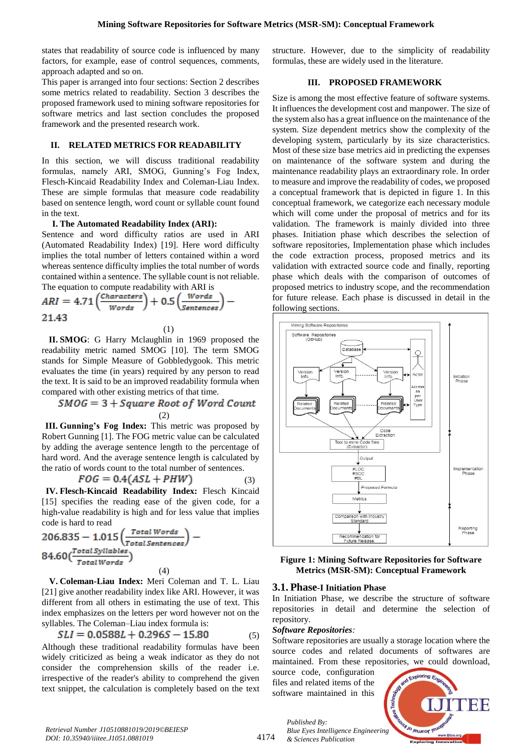states that readability of source code is influenced by many factors, for example, ease of control sequences, comments, approach adapted and so on.

This paper is arranged into four sections: Section 2 describes some metrics related to readability. Section 3 describes the proposed framework used to mining software repositories for software metrics and last section concludes the proposed framework and the presented research work.

## II. RELATED METRICS FOR READABILITY

In this section, we will discuss traditional readability formulas, namely ARI, SMOG, Gunning's Fog Index, Flesch-Kincaid Readability Index and Coleman-Liau Index. These are simple formulas that measure code readability based on sentence length, word count or syllable count found in the text.

**I. The Automated Readability Index (ARI):** Sentence and word difficulty ratios are used in ARI (Automated Readability Index) [19]. Here word difficulty implies the total number of letters contained within a word whereas sentence difficulty implies the total number of words contained within a sentence. The syllable count is not reliable. The equation to compute readability with ARI is

$$ARI = 4.71\left(\frac{Characters}{Words}\right) + 0.5\left(\frac{Words}{Sentences}\right) - 21.43 \quad (1)$$

**II. SMOG**: G Harry Mclaughlin in 1969 proposed the readability metric named SMOG [10]. The term SMOG stands for Simple Measure of Gobbledygook. This metric evaluates the time (in years) required by any person to read the text. It is said to be an improved readability formula when compared with other existing metrics of that time.

$$SMOG = 3 + Square\ Root\ of\ Word\ Count \quad (2)$$

**III. Gunning's Fog Index:** This metric was proposed by Robert Gunning [1]. The FOG metric value can be calculated by adding the average sentence length to the percentage of hard word. And the average sentence length is calculated by the ratio of words count to the total number of sentences.

$$FOG = 0.4(ASL + PHW) \quad (3)$$

**IV. Flesch-Kincaid Readability Index:** Flesch Kincaid [15] specifies the reading ease of the given code, for a high-value readability is high and for less value that implies code is hard to read

$$206.835 - 1.015\left(\frac{Total\ Words}{Total\ Sentences}\right) - 84.60\left(\frac{Total\ Syllables}{Total\ Words}\right) \quad (4)$$

**V. Coleman-Liau Index:** Meri Coleman and T. L. Liau [21] give another readability index like ARI. However, it was different from all others in estimating the use of text. This index emphasizes on the letters per word however not on the syllables. The Coleman–Liau index formula is:

$$SLI = 0.0588L + 0.296S - 15.80 \quad (5)$$

Although these traditional readability formulas have been widely criticized as being a weak indicator as they do not consider the comprehension skills of the reader i.e. irrespective of the reader's ability to comprehend the given text snippet, the calculation is completely based on the text structure. However, due to the simplicity of readability formulas, these are widely used in the literature.

## III. PROPOSED FRAMEWORK

Size is among the most effective feature of software systems. It influences the development cost and manpower. The size of the system also has a great influence on the maintenance of the system. Size dependent metrics show the complexity of the developing system, particularly by its size characteristics. Most of these size base metrics aid in predicting the expenses on maintenance of the software system and during the maintenance readability plays an extraordinary role. In order to measure and improve the readability of codes, we proposed a conceptual framework that is depicted in figure 1. In this conceptual framework, we categorize each necessary module which will come under the proposal of metrics and for its validation. The framework is mainly divided into three phases. Initiation phase which describes the selection of software repositories, Implementation phase which includes the code extraction process, proposed metrics and its validation with extracted source code and finally, reporting phase which deals with the comparison of outcomes of proposed metrics to industry scope, and the recommendation for future release. Each phase is discussed in detail in the following sections.

**Figure 1: Mining Software Repositories for Software Metrics (MSR-SM): Conceptual Framework**

### 3.1. Phase-I Initiation Phase

In Initiation Phase, we describe the structure of software repositories in detail and determine the selection of repository.

***Software Repositories:***

Software repositories are usually a storage location where the source codes and related documents of softwares are maintained. From these repositories, we could download, source code, configuration files and related items of the software maintained in this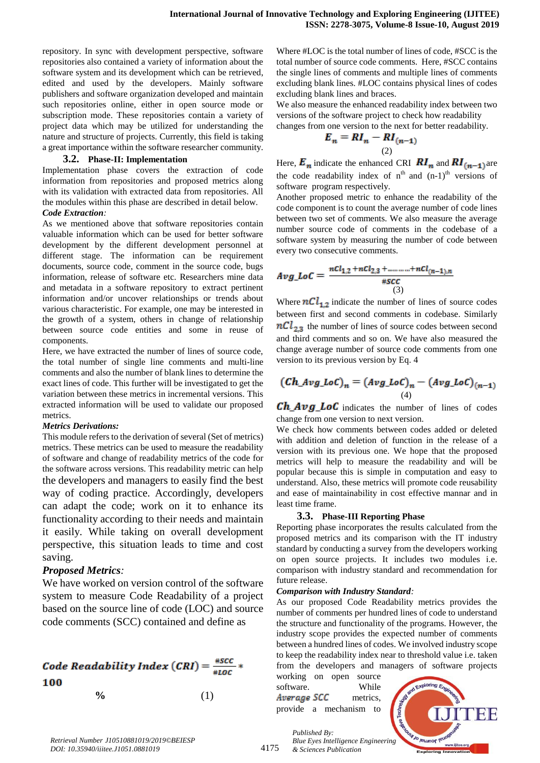repository. In sync with development perspective, software repositories also contained a variety of information about the software system and its development which can be retrieved, edited and used by the developers. Mainly software publishers and software organization developed and maintain such repositories online, either in open source mode or subscription mode. These repositories contain a variety of project data which may be utilized for understanding the nature and structure of projects. Currently, this field is taking a great importance within the software researcher community.

### 3.2. Phase-II: Implementation

Implementation phase covers the extraction of code information from repositories and proposed metrics along with its validation with extracted data from repositories. All the modules within this phase are described in detail below.

***Code Extraction:***

As we mentioned above that software repositories contain valuable information which can be used for better software development by the different development personnel at different stage. The information can be requirement documents, source code, comment in the source code, bugs information, release of software etc. Researchers mine data and metadata in a software repository to extract pertinent information and/or uncover relationships or trends about various characteristic. For example, one may be interested in the growth of a system, others in change of relationship between source code entities and some in reuse of components.

Here, we have extracted the number of lines of source code, the total number of single line comments and multi-line comments and also the number of blank lines to determine the exact lines of code. This further will be investigated to get the variation between these metrics in incremental versions. This extracted information will be used to validate our proposed metrics.

***Metrics Derivations:***

This module refers to the derivation of several (Set of metrics) metrics. These metrics can be used to measure the readability of software and change of readability metrics of the code for the software across versions. This readability metric can help the developers and managers to easily find the best way of coding practice. Accordingly, developers can adapt the code; work on it to enhance its functionality according to their needs and maintain it easily. While taking on overall development perspective, this situation leads to time and cost saving.

***Proposed Metrics:***

We have worked on version control of the software system to measure Code Readability of a project based on the source line of code (LOC) and source code comments (SCC) contained and define as

$$\textit{Code Readability Index (CRI)} = \frac{\#SCC}{\#LOC} * 100 \ \% \qquad (1)$$

Where #LOC is the total number of lines of code, #SCC is the total number of source code comments. Here, #SCC contains the single lines of comments and multiple lines of comments excluding blank lines. #LOC contains physical lines of codes excluding blank lines and braces.

We also measure the enhanced readability index between two versions of the software project to check how readability changes from one version to the next for better readability.

$$E_n = RI_n - RI_{(n-1)} \qquad (2)$$

Here, $E_n$ indicate the enhanced CRI $RI_n$ and $RI_{(n-1)}$ are the code readability index of n[th] and (n-1)[th] versions of software program respectively.

Another proposed metric to enhance the readability of the code component is to count the average number of code lines between two set of comments. We also measure the average number source code of comments in the codebase of a software system by measuring the number of code between every two consecutive comments.

$$Avg\_LoC = \frac{nCl_{1,2} + nCl_{2,3} + \ldots\ldots + nCl_{(n-1),n}}{\#SCC} \qquad (3)$$

Where $nCl_{1,2}$ indicate the number of lines of source codes between first and second comments in codebase. Similarly $nCl_{2,3}$ the number of lines of source codes between second and third comments and so on. We have also measured the change average number of source code comments from one version to its previous version by Eq. 4

$$(Ch\_Avg\_LoC)_n = (Avg\_LoC)_n - (Avg\_LoC)_{(n-1)} \qquad (4)$$

$Ch\_Avg\_LoC$ indicates the number of lines of codes change from one version to next version.

We check how comments between codes added or deleted with addition and deletion of function in the release of a version with its previous one. We hope that the proposed metrics will help to measure the readability and will be popular because this is simple in computation and easy to understand. Also, these metrics will promote code reusability and ease of maintainability in cost effective mannar and in least time frame.

### 3.3. Phase-III Reporting Phase

Reporting phase incorporates the results calculated from the proposed metrics and its comparison with the IT industry standard by conducting a survey from the developers working on open source projects. It includes two modules i.e. comparison with industry standard and recommendation for future release.

***Comparison with Industry Standard:***

As our proposed Code Readability metrics provides the number of comments per hundred lines of code to understand the structure and functionality of the programs. However, the industry scope provides the expected number of comments between a hundred lines of codes. We involved industry scope to keep the readability index near to threshold value i.e. taken from the developers and managers of software projects working on open source software. While *Average SCC* metrics, provide a mechanism to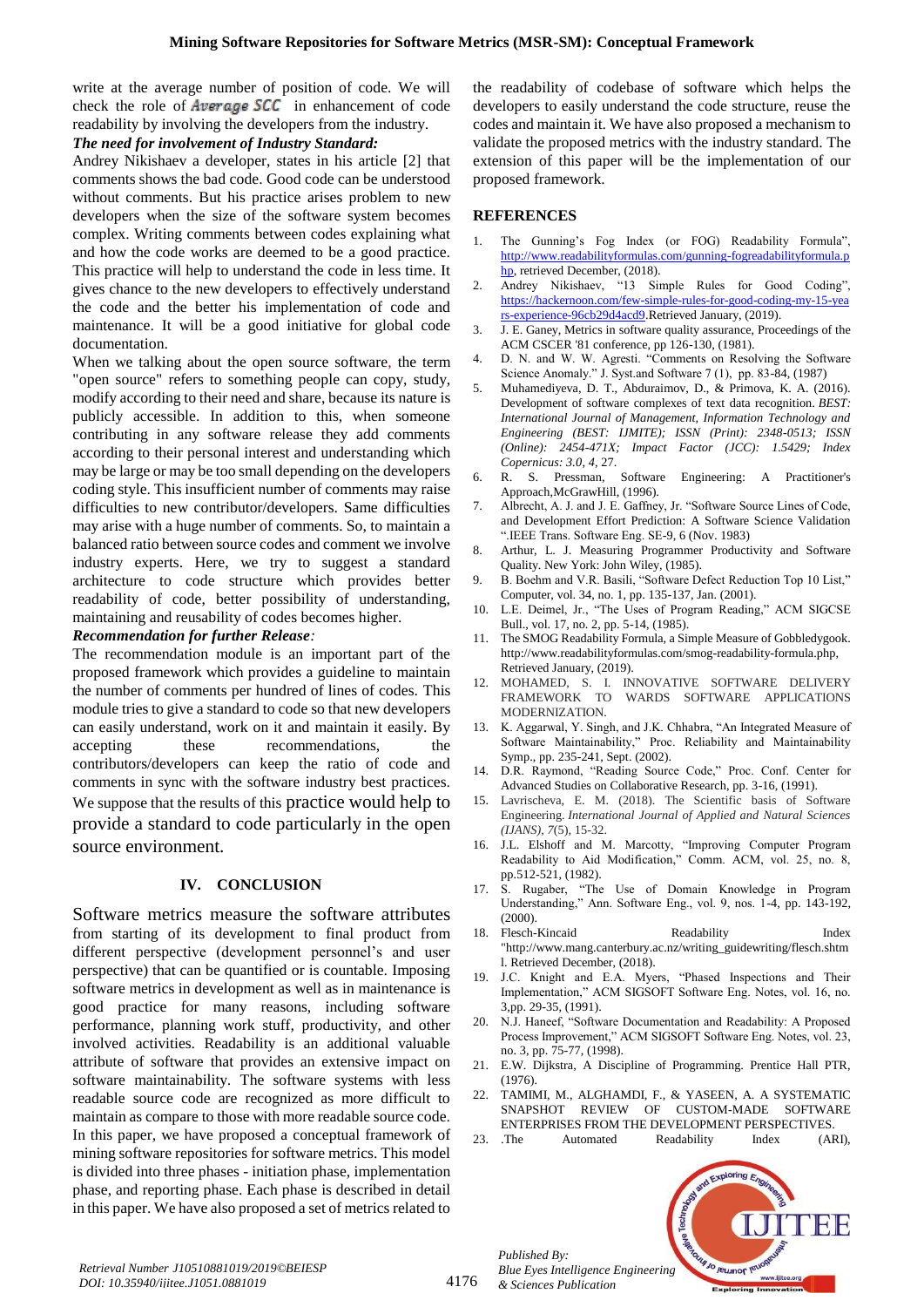write at the average number of position of code. We will check the role of *Average SCC* in enhancement of code readability by involving the developers from the industry.

***The need for involvement of Industry Standard:***

Andrey Nikishaev a developer, states in his article [2] that comments shows the bad code. Good code can be understood without comments. But his practice arises problem to new developers when the size of the software system becomes complex. Writing comments between codes explaining what and how the code works are deemed to be a good practice. This practice will help to understand the code in less time. It gives chance to the new developers to effectively understand the code and the better his implementation of code and maintenance. It will be a good initiative for global code documentation.

When we talking about the open source software, the term "open source" refers to something people can copy, study, modify according to their need and share, because its nature is publicly accessible. In addition to this, when someone contributing in any software release they add comments according to their personal interest and understanding which may be large or may be too small depending on the developers coding style. This insufficient number of comments may raise difficulties to new contributor/developers. Same difficulties may arise with a huge number of comments. So, to maintain a balanced ratio between source codes and comment we involve industry experts. Here, we try to suggest a standard architecture to code structure which provides better readability of code, better possibility of understanding, maintaining and reusability of codes becomes higher.

***Recommendation for further Release****:*

The recommendation module is an important part of the proposed framework which provides a guideline to maintain the number of comments per hundred of lines of codes. This module tries to give a standard to code so that new developers can easily understand, work on it and maintain it easily. By accepting these recommendations, the contributors/developers can keep the ratio of code and comments in sync with the software industry best practices. We suppose that the results of this practice would help to provide a standard to code particularly in the open source environment.

## IV. CONCLUSION

Software metrics measure the software attributes from starting of its development to final product from different perspective (development personnel's and user perspective) that can be quantified or is countable. Imposing software metrics in development as well as in maintenance is good practice for many reasons, including software performance, planning work stuff, productivity, and other involved activities. Readability is an additional valuable attribute of software that provides an extensive impact on software maintainability. The software systems with less readable source code are recognized as more difficult to maintain as compare to those with more readable source code. In this paper, we have proposed a conceptual framework of mining software repositories for software metrics. This model is divided into three phases - initiation phase, implementation phase, and reporting phase. Each phase is described in detail in this paper. We have also proposed a set of metrics related to the readability of codebase of software which helps the developers to easily understand the code structure, reuse the codes and maintain it. We have also proposed a mechanism to validate the proposed metrics with the industry standard. The extension of this paper will be the implementation of our proposed framework.

## REFERENCES

1. The Gunning's Fog Index (or FOG) Readability Formula", http://www.readabilityformulas.com/gunning-fogreadabilityformula.php, retrieved December, (2018).
2. Andrey Nikishaev, "13 Simple Rules for Good Coding", https://hackernoon.com/few-simple-rules-for-good-coding-my-15-years-experience-96cb29d4acd9.Retrieved January, (2019).
3. J. E. Ganey, Metrics in software quality assurance, Proceedings of the ACM CSCER '81 conference, pp 126-130, (1981).
4. D. N. and W. W. Agresti. "Comments on Resolving the Software Science Anomaly." J. Syst.and Software 7 (1), pp. 83-84, (1987)
5. Muhamediyeva, D. T., Abduraimov, D., & Primova, K. A. (2016). Development of software complexes of text data recognition. *BEST: International Journal of Management, Information Technology and Engineering (BEST: IJMITE); ISSN (Print): 2348-0513; ISSN (Online): 2454-471X; Impact Factor (JCC): 1.5429; Index Copernicus: 3.0*, *4*, 27.
6. R. S. Pressman, Software Engineering: A Practitioner's Approach,McGrawHill, (1996).
7. Albrecht, A. J. and J. E. Gaffney, Jr. "Software Source Lines of Code, and Development Effort Prediction: A Software Science Validation ".IEEE Trans. Software Eng. SE-9, 6 (Nov. 1983)
8. Arthur, L. J. Measuring Programmer Productivity and Software Quality. New York: John Wiley, (1985).
9. B. Boehm and V.R. Basili, "Software Defect Reduction Top 10 List," Computer, vol. 34, no. 1, pp. 135-137, Jan. (2001).
10. L.E. Deimel, Jr., "The Uses of Program Reading," ACM SIGCSE Bull., vol. 17, no. 2, pp. 5-14, (1985).
11. The SMOG Readability Formula, a Simple Measure of Gobbledygook. http://www.readabilityformulas.com/smog-readability-formula.php, Retrieved January, (2019).
12. MOHAMED, S. I. INNOVATIVE SOFTWARE DELIVERY FRAMEWORK TO WARDS SOFTWARE APPLICATIONS MODERNIZATION.
13. K. Aggarwal, Y. Singh, and J.K. Chhabra, "An Integrated Measure of Software Maintainability," Proc. Reliability and Maintainability Symp., pp. 235-241, Sept. (2002).
14. D.R. Raymond, "Reading Source Code," Proc. Conf. Center for Advanced Studies on Collaborative Research, pp. 3-16, (1991).
15. Lavrischeva, E. M. (2018). The Scientific basis of Software Engineering. *International Journal of Applied and Natural Sciences (IJANS)*, *7*(5), 15-32.
16. J.L. Elshoff and M. Marcotty, "Improving Computer Program Readability to Aid Modification," Comm. ACM, vol. 25, no. 8, pp.512-521, (1982).
17. S. Rugaber, "The Use of Domain Knowledge in Program Understanding," Ann. Software Eng., vol. 9, nos. 1-4, pp. 143-192, (2000).
18. Flesch-Kincaid Readability Index "http://www.mang.canterbury.ac.nz/writing_guidewriting/flesch.shtml. Retrieved December, (2018).
19. J.C. Knight and E.A. Myers, "Phased Inspections and Their Implementation," ACM SIGSOFT Software Eng. Notes, vol. 16, no. 3,pp. 29-35, (1991).
20. N.J. Haneef, "Software Documentation and Readability: A Proposed Process Improvement," ACM SIGSOFT Software Eng. Notes, vol. 23, no. 3, pp. 75-77, (1998).
21. E.W. Dijkstra, A Discipline of Programming. Prentice Hall PTR, (1976).
22. TAMIMI, M., ALGHAMDI, F., & YASEEN, A. A SYSTEMATIC SNAPSHOT REVIEW OF CUSTOM-MADE SOFTWARE ENTERPRISES FROM THE DEVELOPMENT PERSPECTIVES.
23. .The Automated Readability Index (ARI),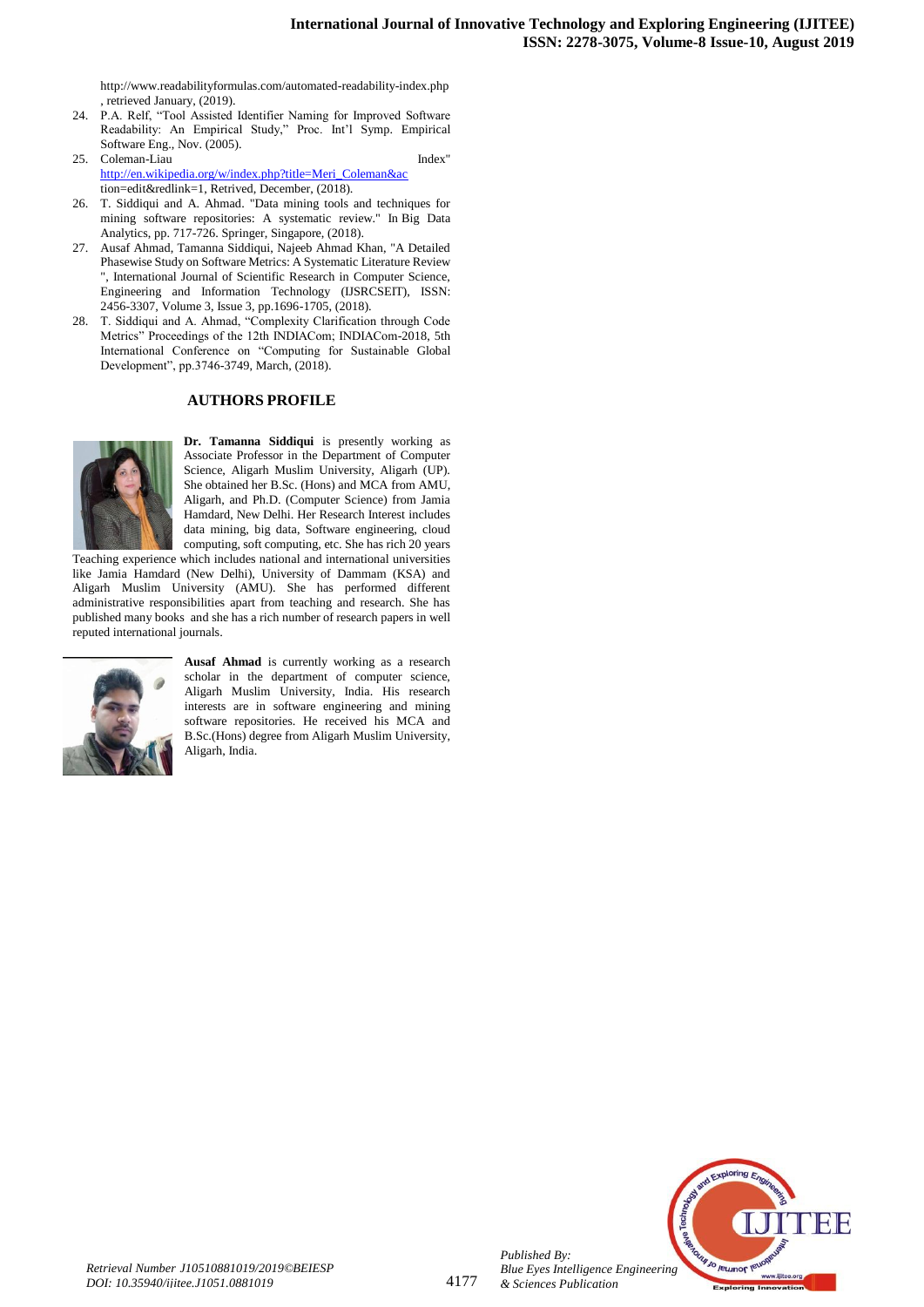http://www.readabilityformulas.com/automated-readability-index.php , retrieved January, (2019).

24. P.A. Relf, "Tool Assisted Identifier Naming for Improved Software Readability: An Empirical Study," Proc. Int'l Symp. Empirical Software Eng., Nov. (2005).
25. Coleman-Liau Index" http://en.wikipedia.org/w/index.php?title=Meri_Coleman&action=edit&redlink=1, Retrived, December, (2018).
26. T. Siddiqui and A. Ahmad. "Data mining tools and techniques for mining software repositories: A systematic review." In Big Data Analytics, pp. 717-726. Springer, Singapore, (2018).
27. Ausaf Ahmad, Tamanna Siddiqui, Najeeb Ahmad Khan, "A Detailed Phasewise Study on Software Metrics: A Systematic Literature Review ", International Journal of Scientific Research in Computer Science, Engineering and Information Technology (IJSRCSEIT), ISSN: 2456-3307, Volume 3, Issue 3, pp.1696-1705, (2018).
28. T. Siddiqui and A. Ahmad, "Complexity Clarification through Code Metrics" Proceedings of the 12th INDIACom; INDIACom-2018, 5th International Conference on "Computing for Sustainable Global Development", pp.3746-3749, March, (2018).

## AUTHORS PROFILE

**Dr. Tamanna Siddiqui** is presently working as Associate Professor in the Department of Computer Science, Aligarh Muslim University, Aligarh (UP). She obtained her B.Sc. (Hons) and MCA from AMU, Aligarh, and Ph.D. (Computer Science) from Jamia Hamdard, New Delhi. Her Research Interest includes data mining, big data, Software engineering, cloud computing, soft computing, etc. She has rich 20 years Teaching experience which includes national and international universities like Jamia Hamdard (New Delhi), University of Dammam (KSA) and Aligarh Muslim University (AMU). She has performed different administrative responsibilities apart from teaching and research. She has published many books and she has a rich number of research papers in well reputed international journals.

**Ausaf Ahmad** is currently working as a research scholar in the department of computer science, Aligarh Muslim University, India. His research interests are in software engineering and mining software repositories. He received his MCA and B.Sc.(Hons) degree from Aligarh Muslim University, Aligarh, India.